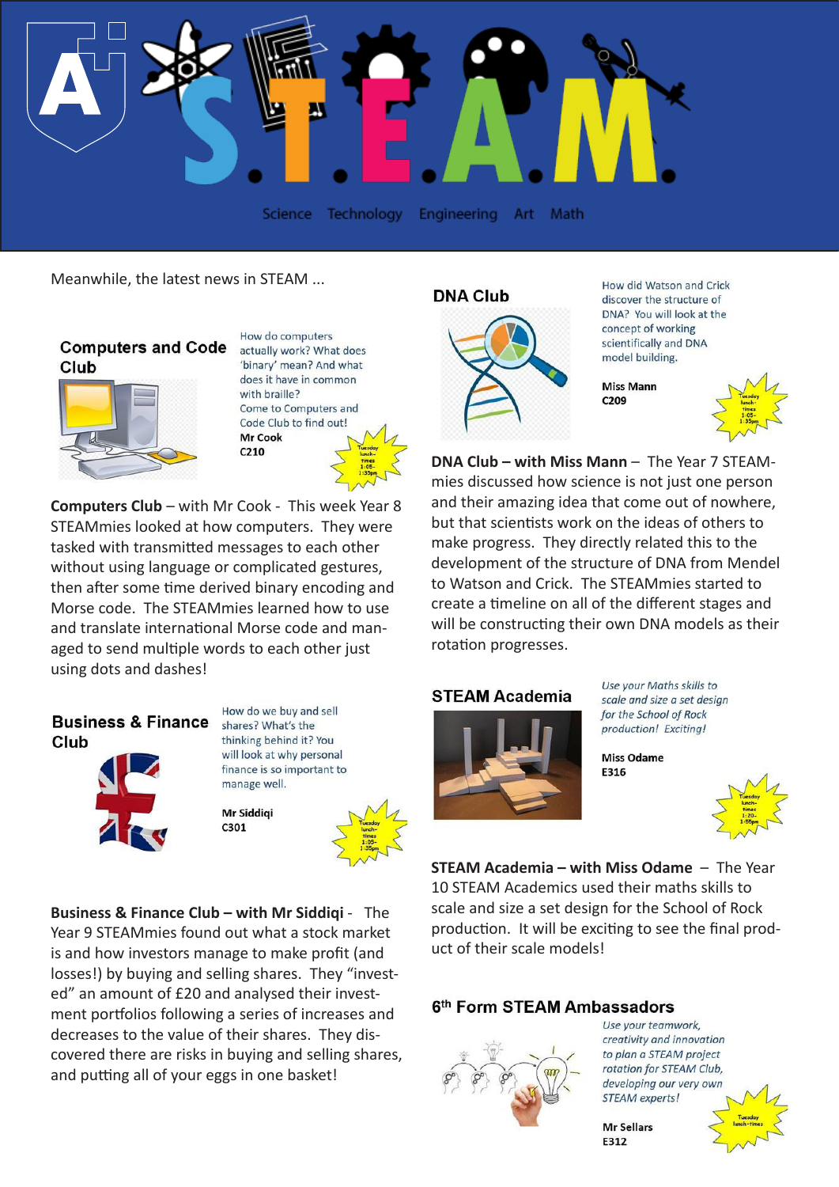# S.T.E.A.M.

Science Technology Engineering Art Math

Meanwhile, the latest news in STEAM ...

## Computers and Code Club

How do computers actually work? What does 'binary' mean? And what does it have in common with braille? Come to Computers and Code Club to find out!

**Mr Cook**
**C210**

Tuesday lunch-times 1:05-1:35pm

**Computers Club** – with Mr Cook - This week Year 8 STEAMmies looked at how computers. They were tasked with transmitted messages to each other without using language or complicated gestures, then after some time derived binary encoding and Morse code. The STEAMmies learned how to use and translate international Morse code and managed to send multiple words to each other just using dots and dashes!

## Business & Finance Club

How do we buy and sell shares? What's the thinking behind it? You will look at why personal finance is so important to manage well.

**Mr Siddiqi**
**C301**

Tuesday lunch-times 1:05-1:35pm

**Business & Finance Club – with Mr Siddiqi** - The Year 9 STEAMmies found out what a stock market is and how investors manage to make profit (and losses!) by buying and selling shares. They "invested" an amount of £20 and analysed their investment portfolios following a series of increases and decreases to the value of their shares. They discovered there are risks in buying and selling shares, and putting all of your eggs in one basket!

## DNA Club

How did Watson and Crick discover the structure of DNA? You will look at the concept of working scientifically and DNA model building.

**Miss Mann**
**C209**

Tuesday lunch-times 1:05-1:35pm

**DNA Club – with Miss Mann** – The Year 7 STEAMmies discussed how science is not just one person and their amazing idea that come out of nowhere, but that scientists work on the ideas of others to make progress. They directly related this to the development of the structure of DNA from Mendel to Watson and Crick. The STEAMmies started to create a timeline on all of the different stages and will be constructing their own DNA models as their rotation progresses.

## STEAM Academia

*Use your Maths skills to scale and size a set design for the School of Rock production! Exciting!*

**Miss Odame**
**E316**

Tuesday lunch-times 1:20-1:55pm

**STEAM Academia – with Miss Odame** – The Year 10 STEAM Academics used their maths skills to scale and size a set design for the School of Rock production. It will be exciting to see the final product of their scale models!

## 6th Form STEAM Ambassadors

*Use your teamwork, creativity and innovation to plan a STEAM project rotation for STEAM Club, developing our very own STEAM experts!*

**Mr Sellars**
**E312**

Tuesday lunch-times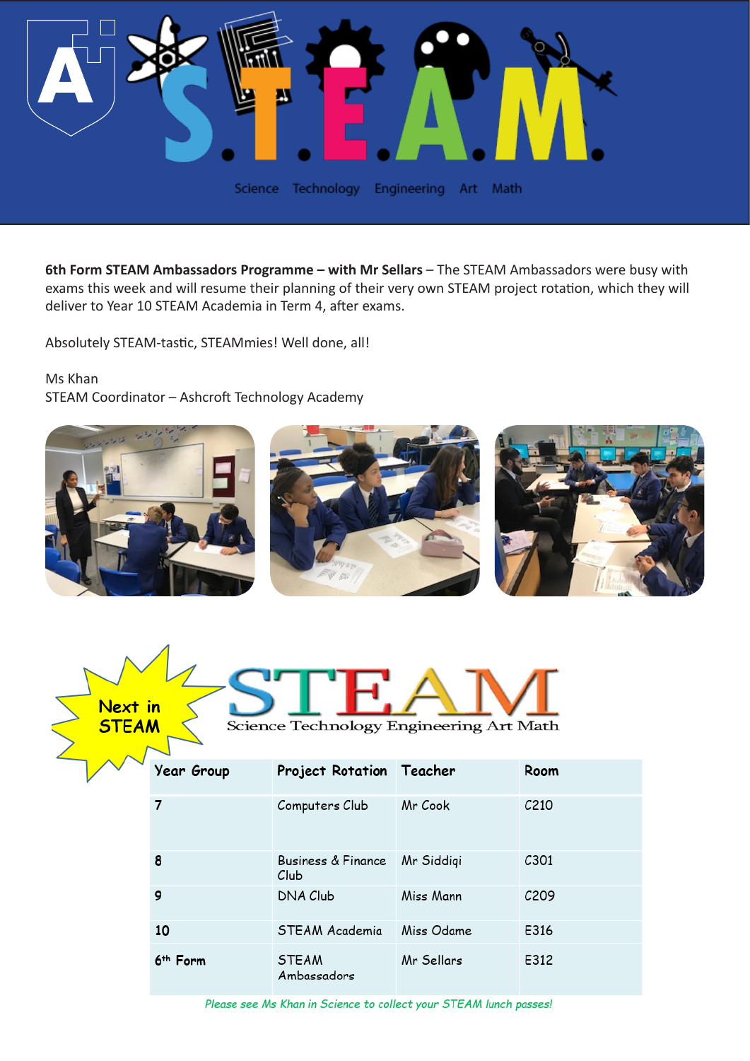# S.T.E.A.M.

Science Technology Engineering Art Math

**6th Form STEAM Ambassadors Programme – with Mr Sellars** – The STEAM Ambassadors were busy with exams this week and will resume their planning of their very own STEAM project rotation, which they will deliver to Year 10 STEAM Academia in Term 4, after exams.

Absolutely STEAM-tastic, STEAMmies! Well done, all!

Ms Khan
STEAM Coordinator – Ashcroft Technology Academy

## Next in STEAM

STEAM
Science Technology Engineering Art Math

| Year Group | Project Rotation | Teacher | Room |
|---|---|---|---|
| **7** | Computers Club | Mr Cook | C210 |
| **8** | Business & Finance Club | Mr Siddiqi | C301 |
| **9** | DNA Club | Miss Mann | C209 |
| **10** | STEAM Academia | Miss Odame | E316 |
| **6th Form** | STEAM Ambassadors | Mr Sellars | E312 |

*Please see Ms Khan in Science to collect your STEAM lunch passes!*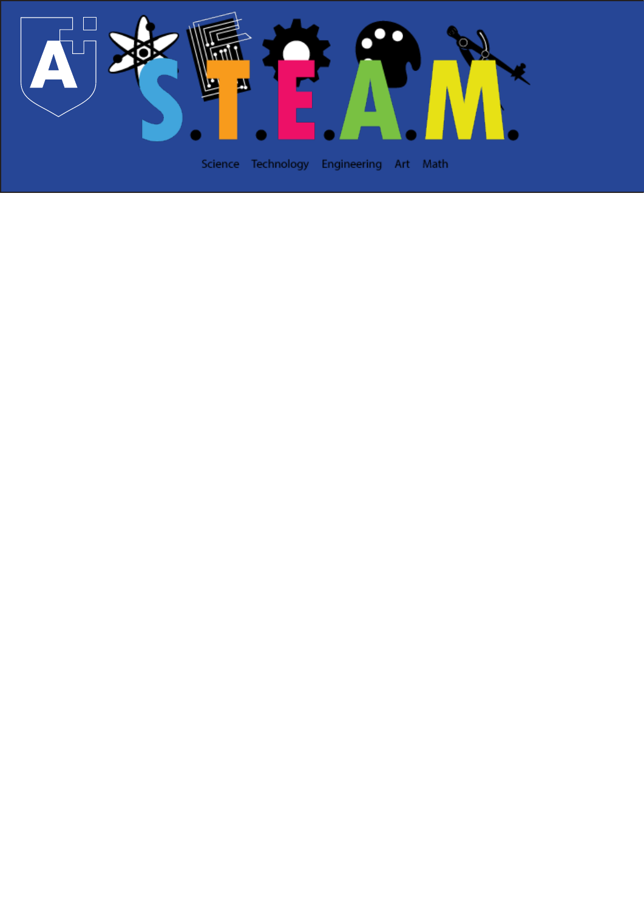# S.T.E.A.M.

Science Technology Engineering Art Math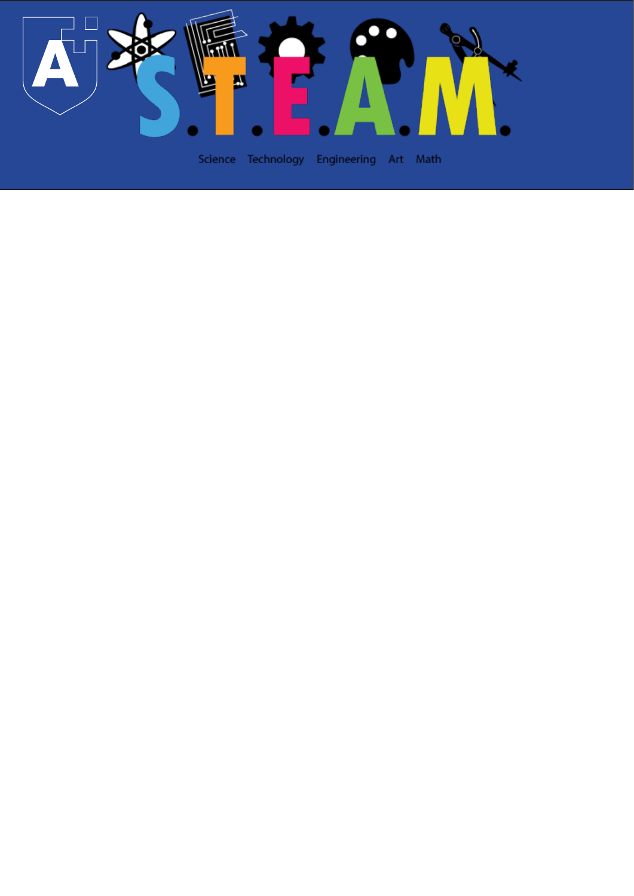S.T.E.A.M.

Science Technology Engineering Art Math